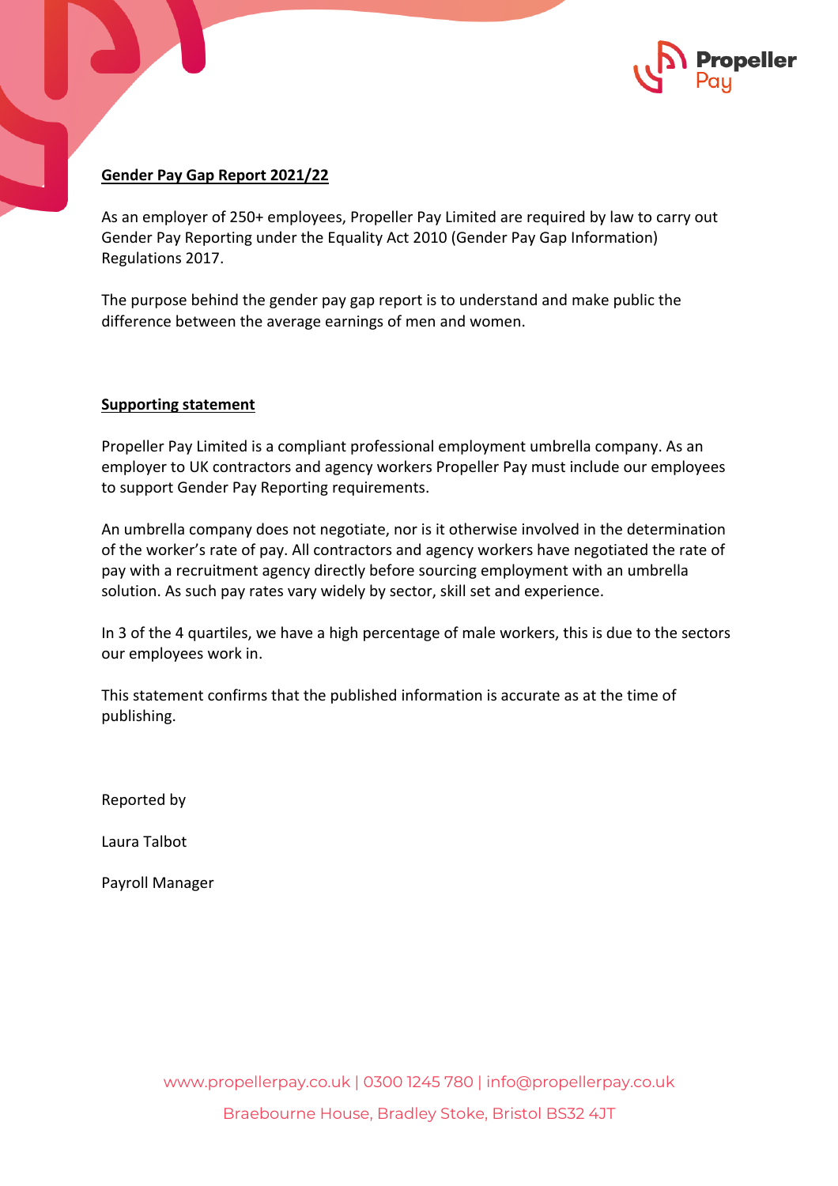## Gender Pay Gap Report 2021/22

As an employer of 250+ employees, Propeller Pay Limited are required by law to carry out Gender Pay Reporting under the Equality Act 2010 (Gender Pay Gap Information) Regulations 2017.

The purpose behind the gender pay gap report is to understand and make public the difference between the average earnings of men and women.

## Supporting statement

Propeller Pay Limited is a compliant professional employment umbrella company. As an employer to UK contractors and agency workers Propeller Pay must include our employees to support Gender Pay Reporting requirements.

An umbrella company does not negotiate, nor is it otherwise involved in the determination of the worker's rate of pay. All contractors and agency workers have negotiated the rate of pay with a recruitment agency directly before sourcing employment with an umbrella solution. As such pay rates vary widely by sector, skill set and experience.

In 3 of the 4 quartiles, we have a high percentage of male workers, this is due to the sectors our employees work in.

This statement confirms that the published information is accurate as at the time of publishing.

Reported by

Laura Talbot

Payroll Manager

www.propellerpay.co.uk | 0300 1245 780 | info@propellerpay.co.uk

Braebourne House, Bradley Stoke, Bristol BS32 4JT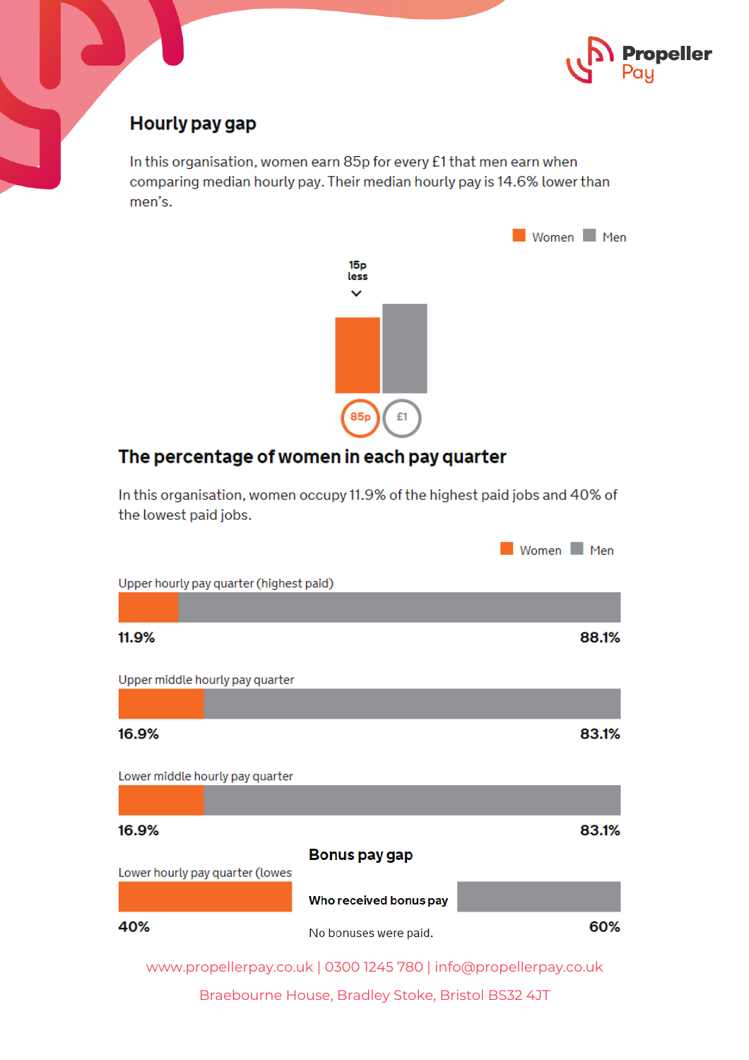## Hourly pay gap

In this organisation, women earn 85p for every £1 that men earn when comparing median hourly pay. Their median hourly pay is 14.6% lower than men's.

Women Men

15p less

85p £1

## The percentage of women in each pay quarter

In this organisation, women occupy 11.9% of the highest paid jobs and 40% of the lowest paid jobs.

Women Men

Upper hourly pay quarter (highest paid)

11.9% 88.1%

Upper middle hourly pay quarter

16.9% 83.1%

Lower middle hourly pay quarter

16.9% 83.1%

Lower hourly pay quarter (lowes

40% 60%

## Bonus pay gap

**Who received bonus pay**

No bonuses were paid.

www.propellerpay.co.uk | 0300 1245 780 | info@propellerpay.co.uk

Braebourne House, Bradley Stoke, Bristol BS32 4JT